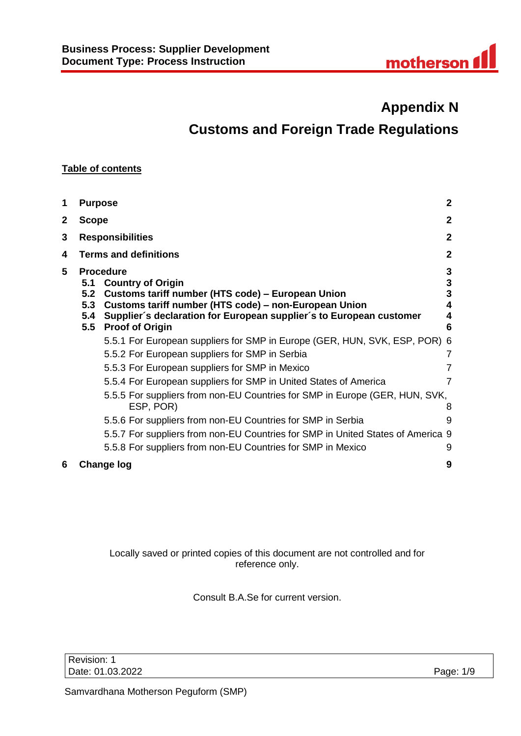# Appendix N

# Customs and Foreign Trade Regulations

**Table of contents**

| | | |
|---|---|---|
| **1** | **Purpose** | **2** |
| **2** | **Scope** | **2** |
| **3** | **Responsibilities** | **2** |
| **4** | **Terms and definitions** | **2** |
| **5** | **Procedure** | **3** |
| | **5.1 Country of Origin** | **3** |
| | **5.2 Customs tariff number (HTS code) – European Union** | **3** |
| | **5.3 Customs tariff number (HTS code) – non-European Union** | **4** |
| | **5.4 Supplier´s declaration for European supplier´s to European customer** | **4** |
| | **5.5 Proof of Origin** | **6** |
| | 5.5.1 For European suppliers for SMP in Europe (GER, HUN, SVK, ESP, POR) | 6 |
| | 5.5.2 For European suppliers for SMP in Serbia | 7 |
| | 5.5.3 For European suppliers for SMP in Mexico | 7 |
| | 5.5.4 For European suppliers for SMP in United States of America | 7 |
| | 5.5.5 For suppliers from non-EU Countries for SMP in Europe (GER, HUN, SVK, ESP, POR) | 8 |
| | 5.5.6 For suppliers from non-EU Countries for SMP in Serbia | 9 |
| | 5.5.7 For suppliers from non-EU Countries for SMP in United States of America | 9 |
| | 5.5.8 For suppliers from non-EU Countries for SMP in Mexico | 9 |
| **6** | **Change log** | **9** |

Locally saved or printed copies of this document are not controlled and for reference only.

Consult B.A.Se for current version.

Revision: 1
Date: 01.03.2022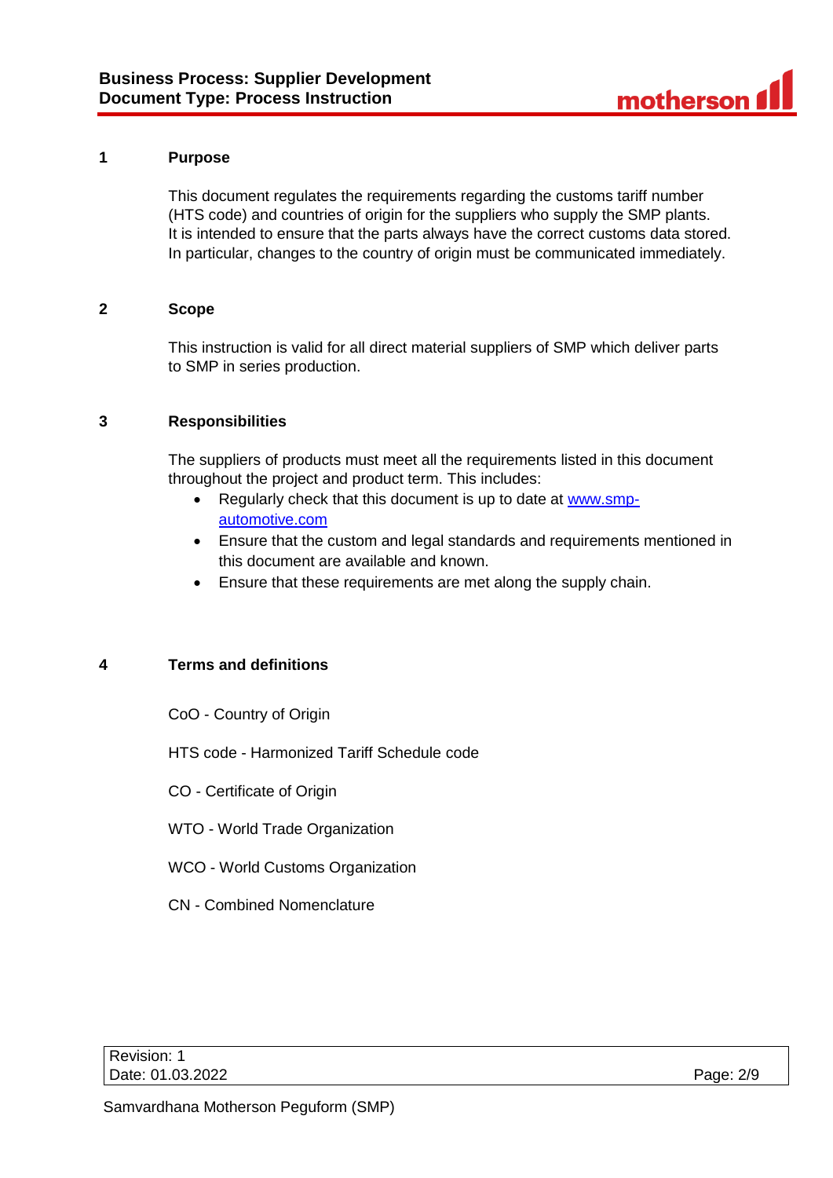## 1 Purpose

This document regulates the requirements regarding the customs tariff number (HTS code) and countries of origin for the suppliers who supply the SMP plants. It is intended to ensure that the parts always have the correct customs data stored. In particular, changes to the country of origin must be communicated immediately.

## 2 Scope

This instruction is valid for all direct material suppliers of SMP which deliver parts to SMP in series production.

## 3 Responsibilities

The suppliers of products must meet all the requirements listed in this document throughout the project and product term. This includes:

- Regularly check that this document is up to date at [www.smp-automotive.com](www.smp-automotive.com)
- Ensure that the custom and legal standards and requirements mentioned in this document are available and known.
- Ensure that these requirements are met along the supply chain.

## 4 Terms and definitions

CoO - Country of Origin

HTS code - Harmonized Tariff Schedule code

CO - Certificate of Origin

WTO - World Trade Organization

WCO - World Customs Organization

CN - Combined Nomenclature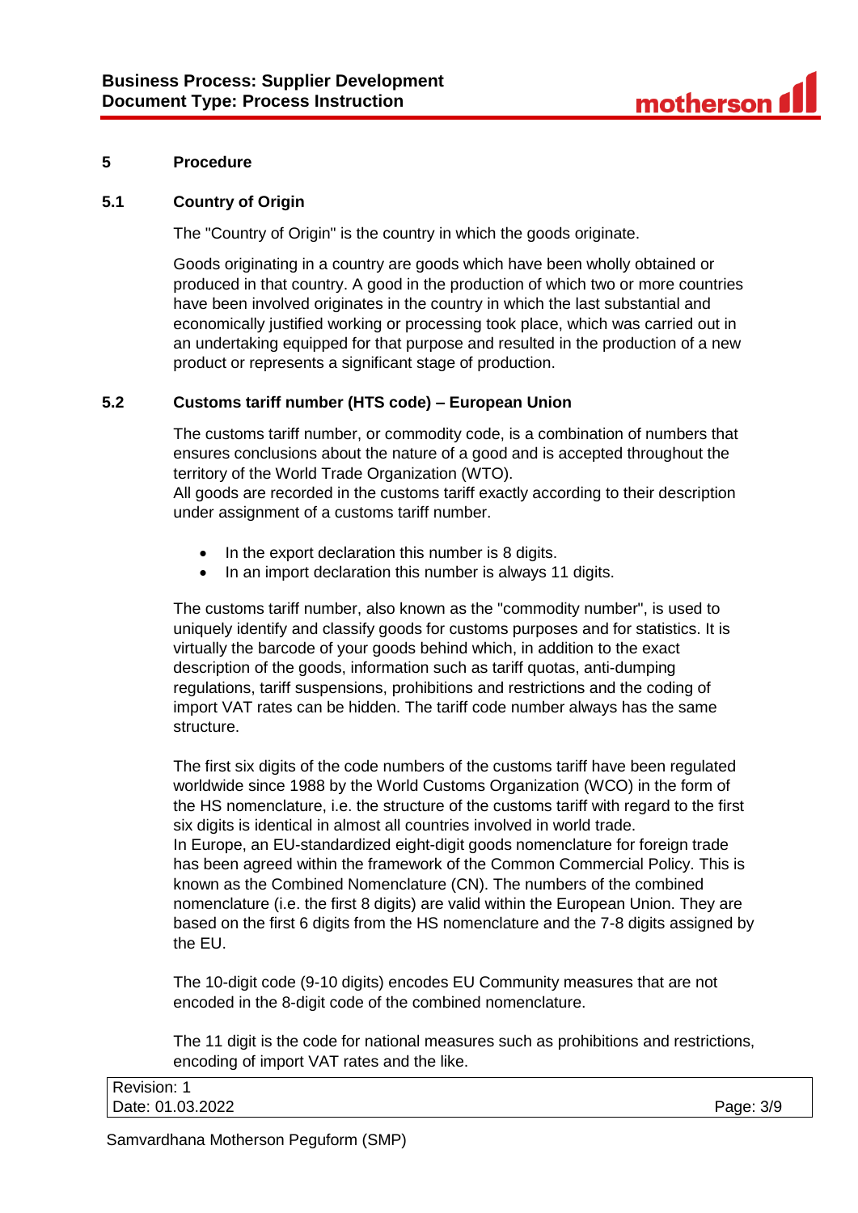## 5 Procedure

### 5.1 Country of Origin

The "Country of Origin" is the country in which the goods originate.

Goods originating in a country are goods which have been wholly obtained or produced in that country. A good in the production of which two or more countries have been involved originates in the country in which the last substantial and economically justified working or processing took place, which was carried out in an undertaking equipped for that purpose and resulted in the production of a new product or represents a significant stage of production.

### 5.2 Customs tariff number (HTS code) – European Union

The customs tariff number, or commodity code, is a combination of numbers that ensures conclusions about the nature of a good and is accepted throughout the territory of the World Trade Organization (WTO).
All goods are recorded in the customs tariff exactly according to their description under assignment of a customs tariff number.

- In the export declaration this number is 8 digits.
- In an import declaration this number is always 11 digits.

The customs tariff number, also known as the "commodity number", is used to uniquely identify and classify goods for customs purposes and for statistics. It is virtually the barcode of your goods behind which, in addition to the exact description of the goods, information such as tariff quotas, anti-dumping regulations, tariff suspensions, prohibitions and restrictions and the coding of import VAT rates can be hidden. The tariff code number always has the same structure.

The first six digits of the code numbers of the customs tariff have been regulated worldwide since 1988 by the World Customs Organization (WCO) in the form of the HS nomenclature, i.e. the structure of the customs tariff with regard to the first six digits is identical in almost all countries involved in world trade.
In Europe, an EU-standardized eight-digit goods nomenclature for foreign trade has been agreed within the framework of the Common Commercial Policy. This is known as the Combined Nomenclature (CN). The numbers of the combined nomenclature (i.e. the first 8 digits) are valid within the European Union. They are based on the first 6 digits from the HS nomenclature and the 7-8 digits assigned by the EU.

The 10-digit code (9-10 digits) encodes EU Community measures that are not encoded in the 8-digit code of the combined nomenclature.

The 11 digit is the code for national measures such as prohibitions and restrictions, encoding of import VAT rates and the like.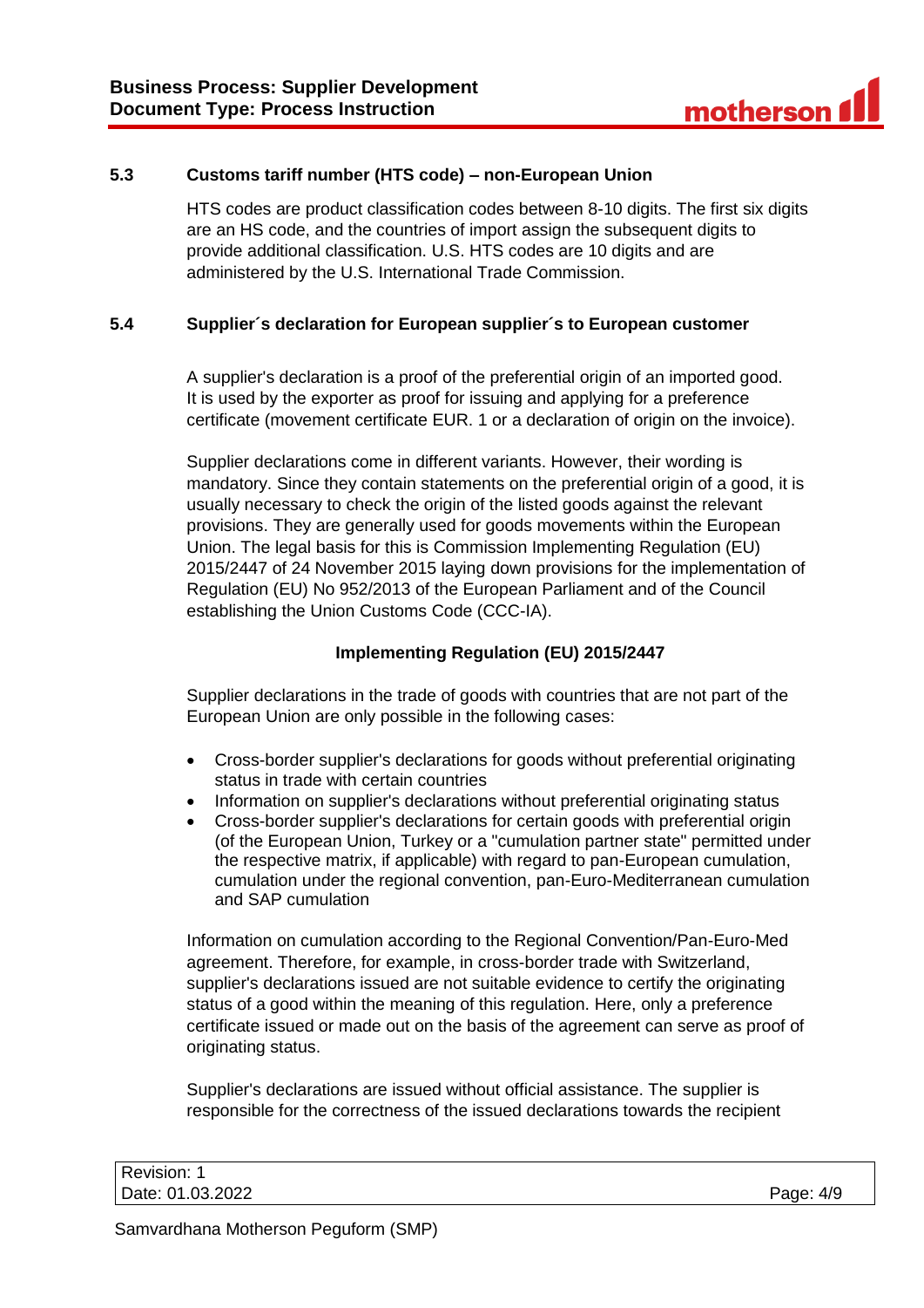### 5.3 Customs tariff number (HTS code) – non-European Union

HTS codes are product classification codes between 8-10 digits. The first six digits are an HS code, and the countries of import assign the subsequent digits to provide additional classification. U.S. HTS codes are 10 digits and are administered by the U.S. International Trade Commission.

### 5.4 Supplier´s declaration for European supplier´s to European customer

A supplier's declaration is a proof of the preferential origin of an imported good. It is used by the exporter as proof for issuing and applying for a preference certificate (movement certificate EUR. 1 or a declaration of origin on the invoice).

Supplier declarations come in different variants. However, their wording is mandatory. Since they contain statements on the preferential origin of a good, it is usually necessary to check the origin of the listed goods against the relevant provisions. They are generally used for goods movements within the European Union. The legal basis for this is Commission Implementing Regulation (EU) 2015/2447 of 24 November 2015 laying down provisions for the implementation of Regulation (EU) No 952/2013 of the European Parliament and of the Council establishing the Union Customs Code (CCC-IA).

**Implementing Regulation (EU) 2015/2447**

Supplier declarations in the trade of goods with countries that are not part of the European Union are only possible in the following cases:

- Cross-border supplier's declarations for goods without preferential originating status in trade with certain countries
- Information on supplier's declarations without preferential originating status
- Cross-border supplier's declarations for certain goods with preferential origin (of the European Union, Turkey or a "cumulation partner state" permitted under the respective matrix, if applicable) with regard to pan-European cumulation, cumulation under the regional convention, pan-Euro-Mediterranean cumulation and SAP cumulation

Information on cumulation according to the Regional Convention/Pan-Euro-Med agreement. Therefore, for example, in cross-border trade with Switzerland, supplier's declarations issued are not suitable evidence to certify the originating status of a good within the meaning of this regulation. Here, only a preference certificate issued or made out on the basis of the agreement can serve as proof of originating status.

Supplier's declarations are issued without official assistance. The supplier is responsible for the correctness of the issued declarations towards the recipient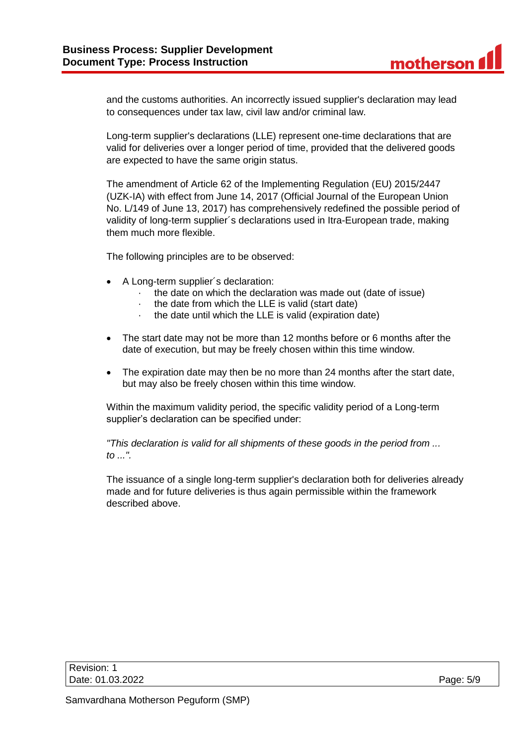and the customs authorities. An incorrectly issued supplier's declaration may lead to consequences under tax law, civil law and/or criminal law.

Long-term supplier's declarations (LLE) represent one-time declarations that are valid for deliveries over a longer period of time, provided that the delivered goods are expected to have the same origin status.

The amendment of Article 62 of the Implementing Regulation (EU) 2015/2447 (UZK-IA) with effect from June 14, 2017 (Official Journal of the European Union No. L/149 of June 13, 2017) has comprehensively redefined the possible period of validity of long-term supplier´s declarations used in Itra-European trade, making them much more flexible.

The following principles are to be observed:

- A Long-term supplier´s declaration:
  - the date on which the declaration was made out (date of issue)
  - the date from which the LLE is valid (start date)
  - the date until which the LLE is valid (expiration date)
- The start date may not be more than 12 months before or 6 months after the date of execution, but may be freely chosen within this time window.
- The expiration date may then be no more than 24 months after the start date, but may also be freely chosen within this time window.

Within the maximum validity period, the specific validity period of a Long-term supplier's declaration can be specified under:

*"This declaration is valid for all shipments of these goods in the period from ... to ...".*

The issuance of a single long-term supplier's declaration both for deliveries already made and for future deliveries is thus again permissible within the framework described above.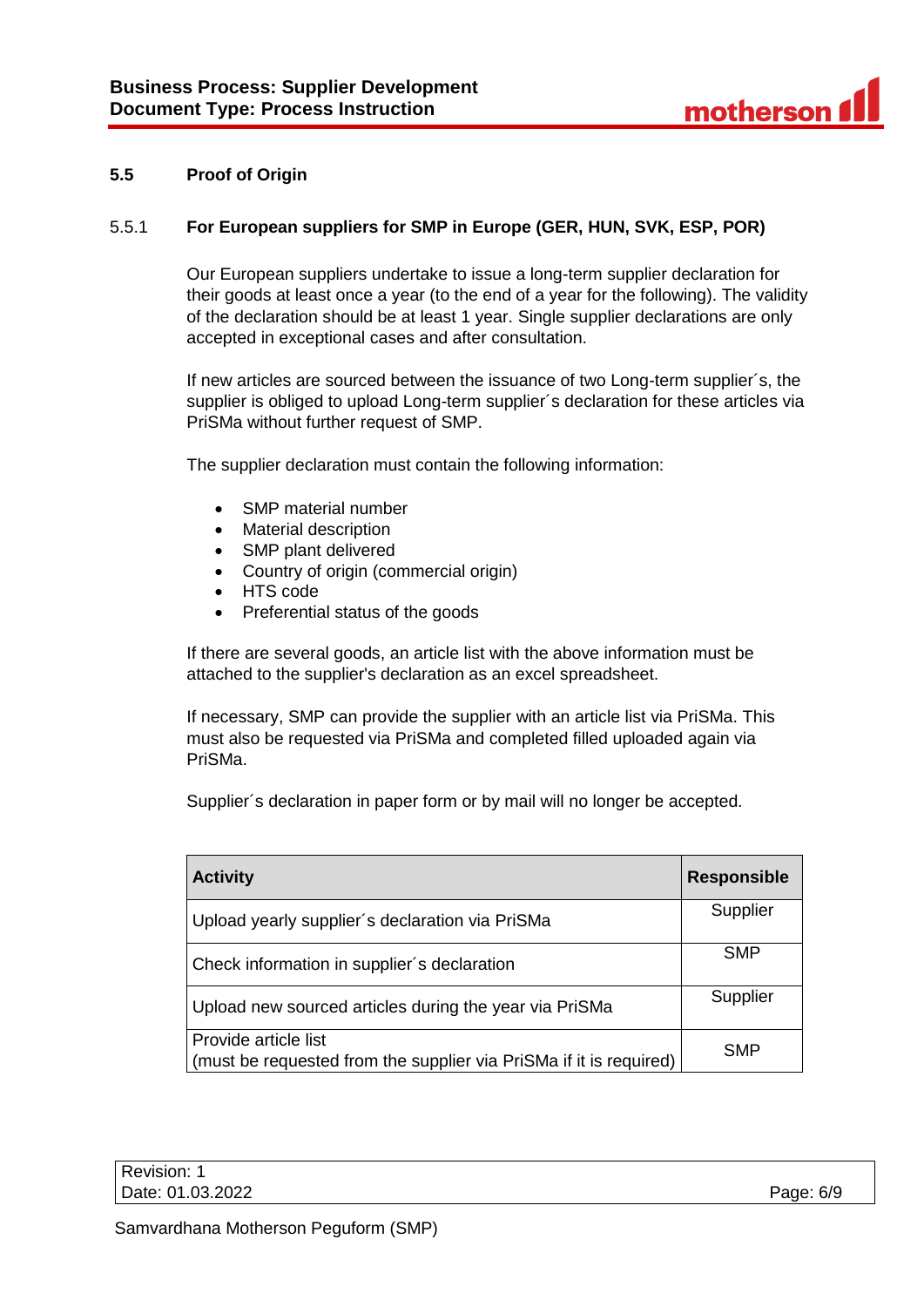## 5.5 Proof of Origin

### 5.5.1 For European suppliers for SMP in Europe (GER, HUN, SVK, ESP, POR)

Our European suppliers undertake to issue a long-term supplier declaration for their goods at least once a year (to the end of a year for the following). The validity of the declaration should be at least 1 year. Single supplier declarations are only accepted in exceptional cases and after consultation.

If new articles are sourced between the issuance of two Long-term supplier´s, the supplier is obliged to upload Long-term supplier´s declaration for these articles via PriSMa without further request of SMP.

The supplier declaration must contain the following information:

- SMP material number
- Material description
- SMP plant delivered
- Country of origin (commercial origin)
- HTS code
- Preferential status of the goods

If there are several goods, an article list with the above information must be attached to the supplier's declaration as an excel spreadsheet.

If necessary, SMP can provide the supplier with an article list via PriSMa. This must also be requested via PriSMa and completed filled uploaded again via PriSMa.

Supplier´s declaration in paper form or by mail will no longer be accepted.

| Activity | Responsible |
|---|---|
| Upload yearly supplier´s declaration via PriSMa | Supplier |
| Check information in supplier´s declaration | SMP |
| Upload new sourced articles during the year via PriSMa | Supplier |
| Provide article list<br>(must be requested from the supplier via PriSMa if it is required) | SMP |

Revision: 1
Date: 01.03.2022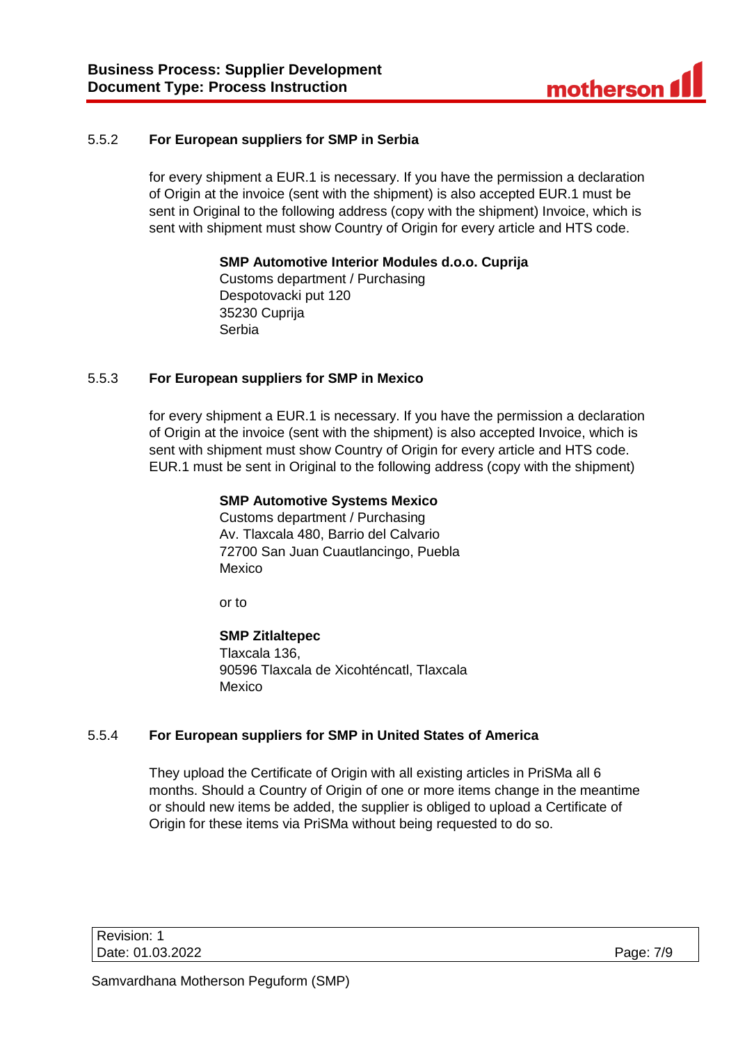### 5.5.2 For European suppliers for SMP in Serbia

for every shipment a EUR.1 is necessary. If you have the permission a declaration of Origin at the invoice (sent with the shipment) is also accepted EUR.1 must be sent in Original to the following address (copy with the shipment) Invoice, which is sent with shipment must show Country of Origin for every article and HTS code.

**SMP Automotive Interior Modules d.o.o. Cuprija**
Customs department / Purchasing
Despotovacki put 120
35230 Cuprija
Serbia

### 5.5.3 For European suppliers for SMP in Mexico

for every shipment a EUR.1 is necessary. If you have the permission a declaration of Origin at the invoice (sent with the shipment) is also accepted Invoice, which is sent with shipment must show Country of Origin for every article and HTS code. EUR.1 must be sent in Original to the following address (copy with the shipment)

**SMP Automotive Systems Mexico**
Customs department / Purchasing
Av. Tlaxcala 480, Barrio del Calvario
72700 San Juan Cuautlancingo, Puebla
Mexico

or to

**SMP Zitlaltepec**
Tlaxcala 136,
90596 Tlaxcala de Xicohténcatl, Tlaxcala
Mexico

### 5.5.4 For European suppliers for SMP in United States of America

They upload the Certificate of Origin with all existing articles in PriSMa all 6 months. Should a Country of Origin of one or more items change in the meantime or should new items be added, the supplier is obliged to upload a Certificate of Origin for these items via PriSMa without being requested to do so.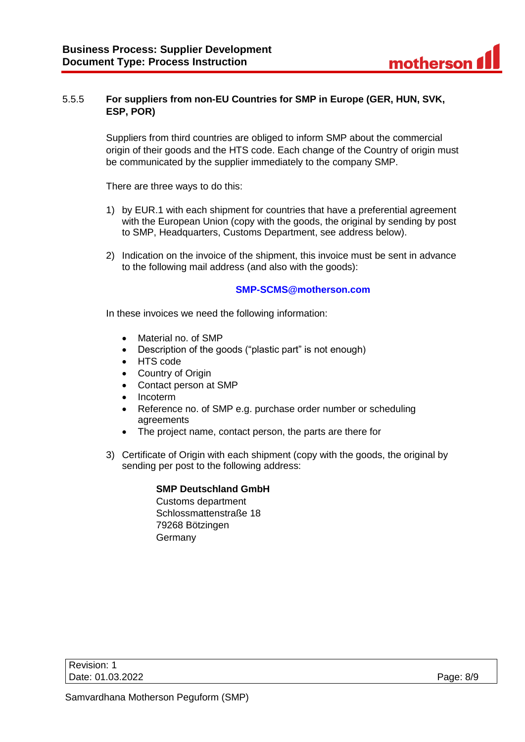#### 5.5.5 For suppliers from non-EU Countries for SMP in Europe (GER, HUN, SVK, ESP, POR)

Suppliers from third countries are obliged to inform SMP about the commercial origin of their goods and the HTS code. Each change of the Country of origin must be communicated by the supplier immediately to the company SMP.

There are three ways to do this:

1) by EUR.1 with each shipment for countries that have a preferential agreement with the European Union (copy with the goods, the original by sending by post to SMP, Headquarters, Customs Department, see address below).

2) Indication on the invoice of the shipment, this invoice must be sent in advance to the following mail address (and also with the goods):

   **SMP-SCMS@motherson.com**

   In these invoices we need the following information:

   - Material no. of SMP
   - Description of the goods ("plastic part" is not enough)
   - HTS code
   - Country of Origin
   - Contact person at SMP
   - Incoterm
   - Reference no. of SMP e.g. purchase order number or scheduling agreements
   - The project name, contact person, the parts are there for

3) Certificate of Origin with each shipment (copy with the goods, the original by sending per post to the following address:

   **SMP Deutschland GmbH**
   Customs department
   Schlossmattenstraße 18
   79268 Bötzingen
   Germany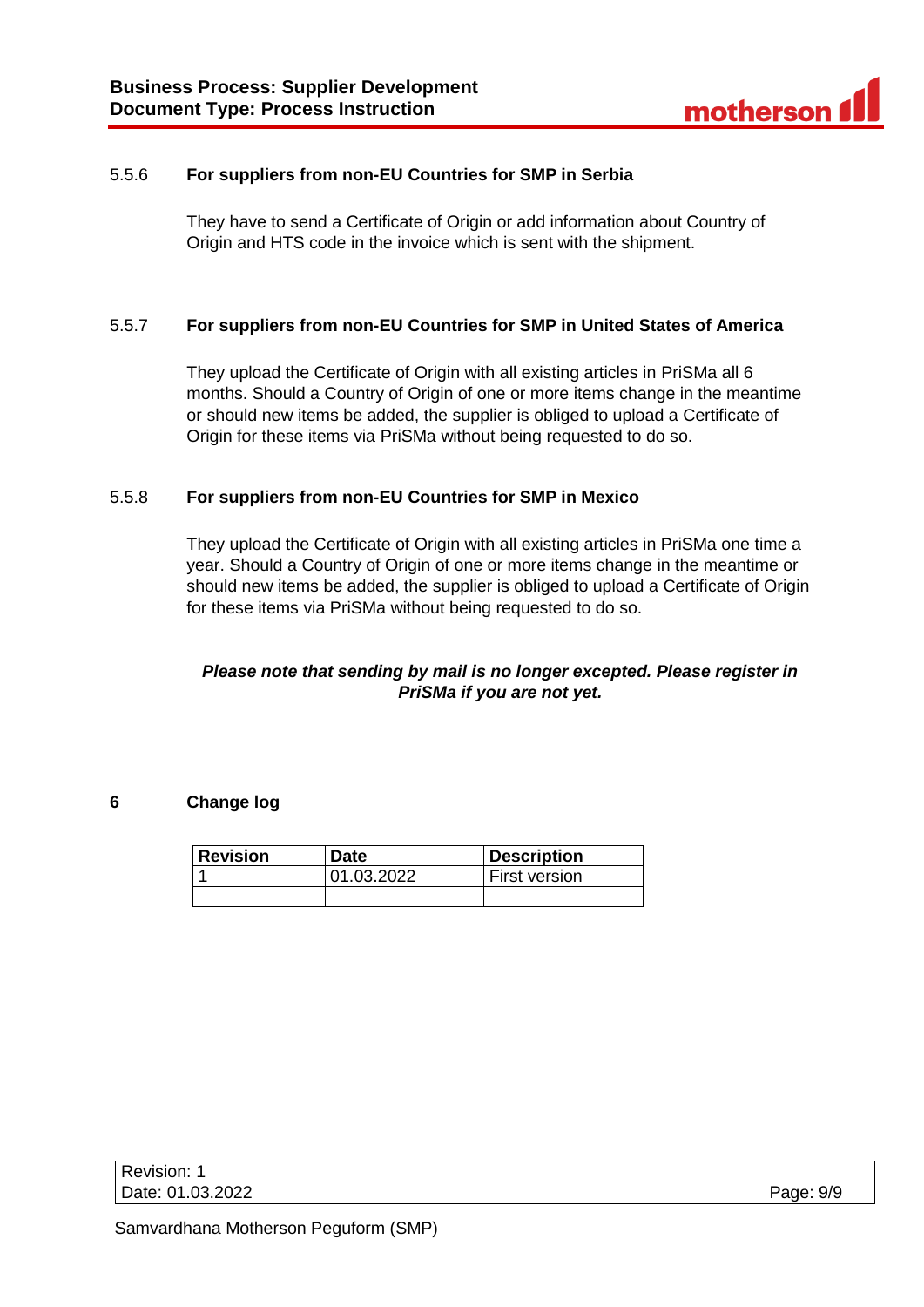#### 5.5.6 For suppliers from non-EU Countries for SMP in Serbia

They have to send a Certificate of Origin or add information about Country of Origin and HTS code in the invoice which is sent with the shipment.

#### 5.5.7 For suppliers from non-EU Countries for SMP in United States of America

They upload the Certificate of Origin with all existing articles in PriSMa all 6 months. Should a Country of Origin of one or more items change in the meantime or should new items be added, the supplier is obliged to upload a Certificate of Origin for these items via PriSMa without being requested to do so.

#### 5.5.8 For suppliers from non-EU Countries for SMP in Mexico

They upload the Certificate of Origin with all existing articles in PriSMa one time a year. Should a Country of Origin of one or more items change in the meantime or should new items be added, the supplier is obliged to upload a Certificate of Origin for these items via PriSMa without being requested to do so.

***Please note that sending by mail is no longer excepted. Please register in PriSMa if you are not yet.***

## 6 Change log

| Revision | Date | Description |
|---|---|---|
| 1 | 01.03.2022 | First version |
| | | |